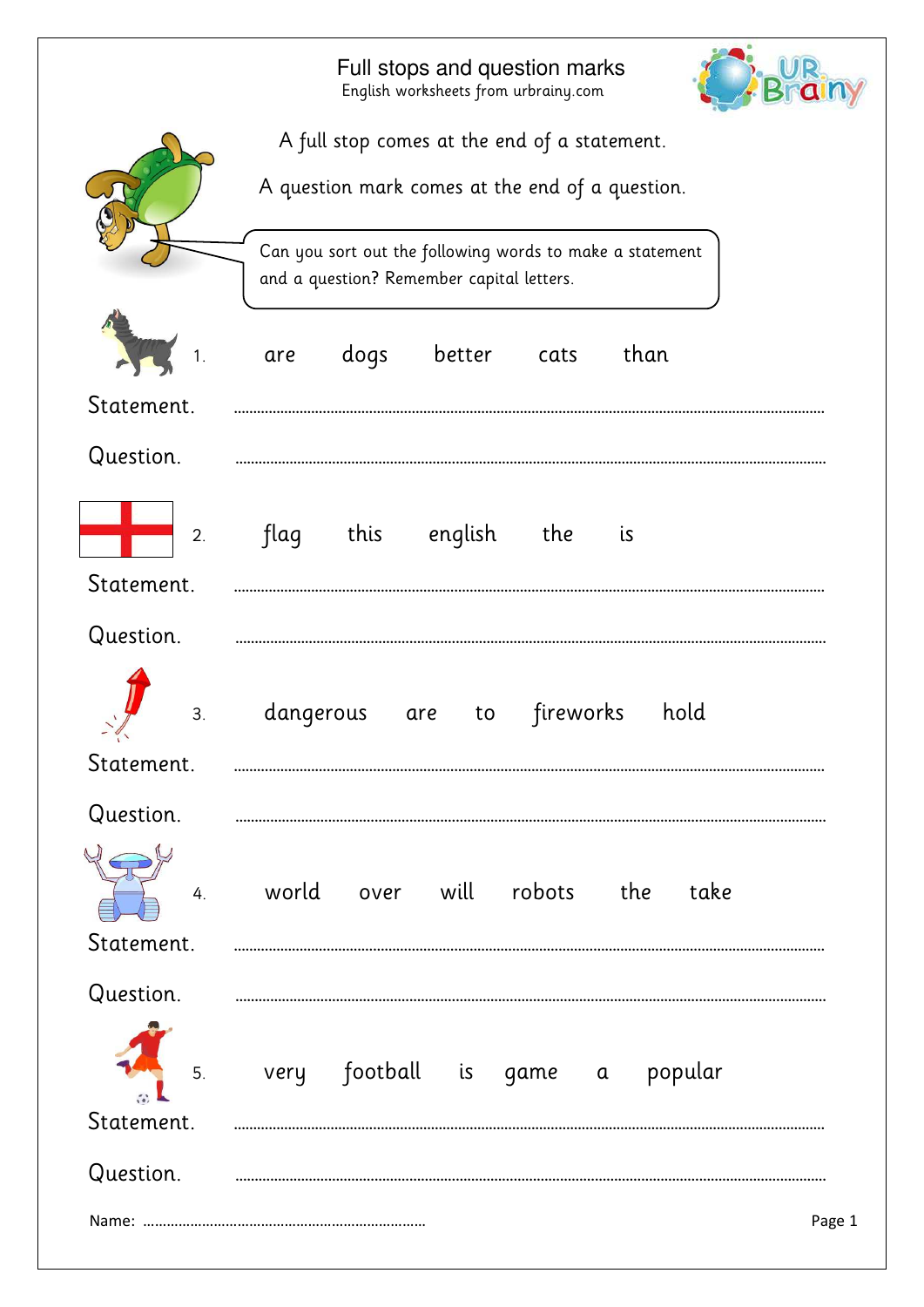# Full stops and question marks

English worksheets from urbrainy.com

A full stop comes at the end of a statement.

A question mark comes at the end of a question.

Can you sort out the following words to make a statement and a question? Remember capital letters.

1. are dogs better cats than

Statement. ..........................................................................................

Question. ..........................................................................................

2. flag this english the is

Statement. ..........................................................................................

Question. ..........................................................................................

3. dangerous are to fireworks hold

Statement. ..........................................................................................

Question. ..........................................................................................

4. world over will robots the take

Statement. ..........................................................................................

Question. ..........................................................................................

5. very football is game a popular

Statement. ..........................................................................................

Question. ..........................................................................................

Name: ..........................................................................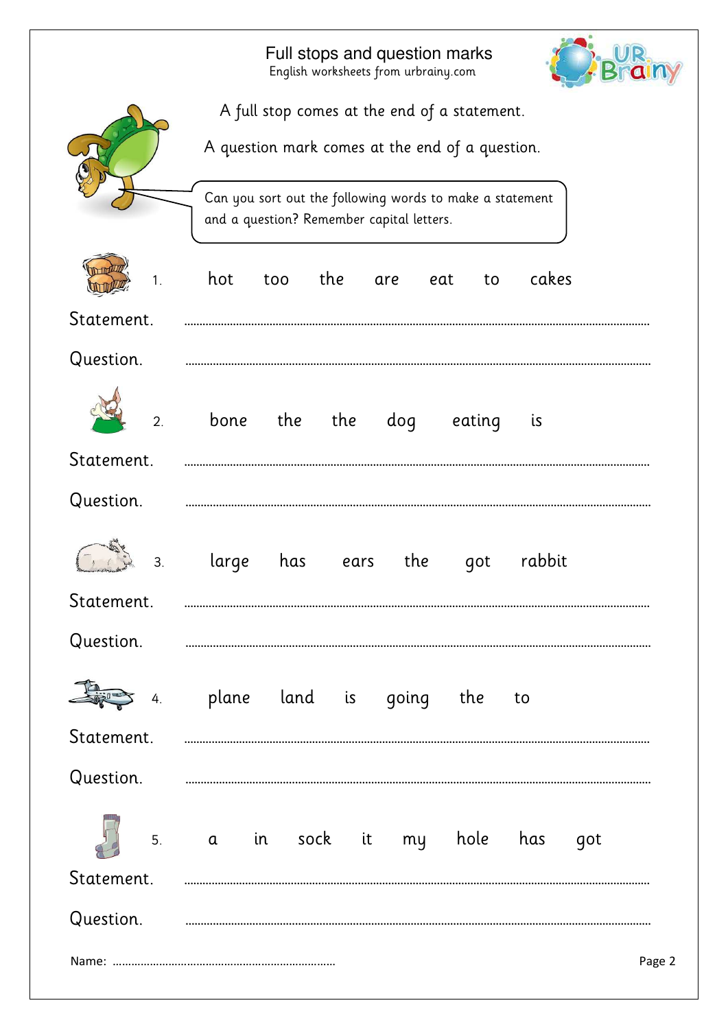# Full stops and question marks

English worksheets from urbrainy.com

A full stop comes at the end of a statement.

A question mark comes at the end of a question.

Can you sort out the following words to make a statement and a question? Remember capital letters.

1. hot too the are eat to cakes

Statement. ..............................................................................................................

Question. ..............................................................................................................

2. bone the the dog eating is

Statement. ..............................................................................................................

Question. ..............................................................................................................

3. large has ears the got rabbit

Statement. ..............................................................................................................

Question. ..............................................................................................................

4. plane land is going the to

Statement. ..............................................................................................................

Question. ..............................................................................................................

5. a in sock it my hole has got

Statement. ..............................................................................................................

Question. ..............................................................................................................

Name: ..........................................................................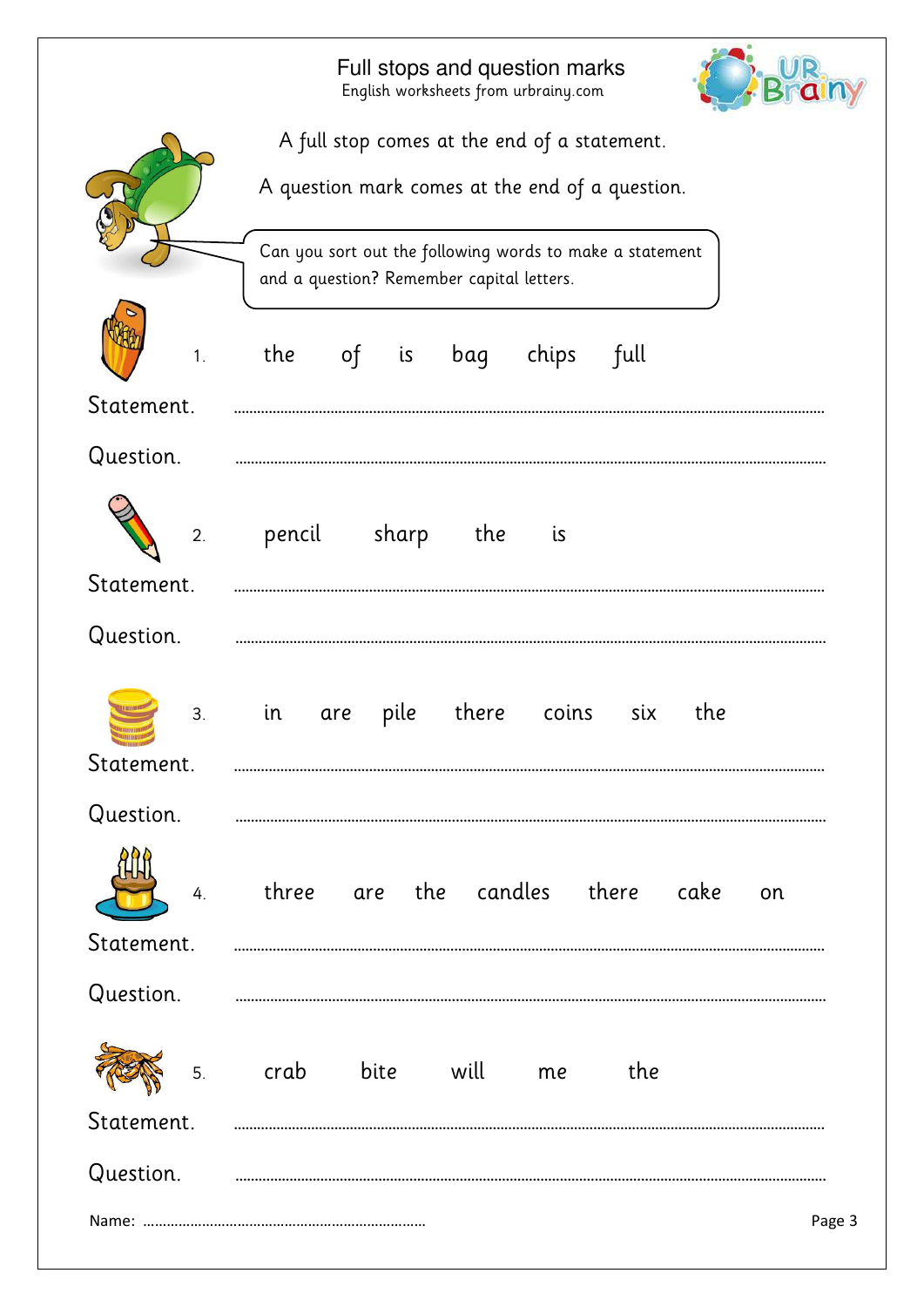# Full stops and question marks

English worksheets from urbrainy.com

A full stop comes at the end of a statement.

A question mark comes at the end of a question.

Can you sort out the following words to make a statement and a question? Remember capital letters.

1. the of is bag chips full

Statement. ..........................................................................................................

Question. ..........................................................................................................

2. pencil sharp the is

Statement. ..........................................................................................................

Question. ..........................................................................................................

3. in are pile there coins six the

Statement. ..........................................................................................................

Question. ..........................................................................................................

4. three are the candles there cake on

Statement. ..........................................................................................................

Question. ..........................................................................................................

5. crab bite will me the

Statement. ..........................................................................................................

Question. ..........................................................................................................

Name: ..........................................................................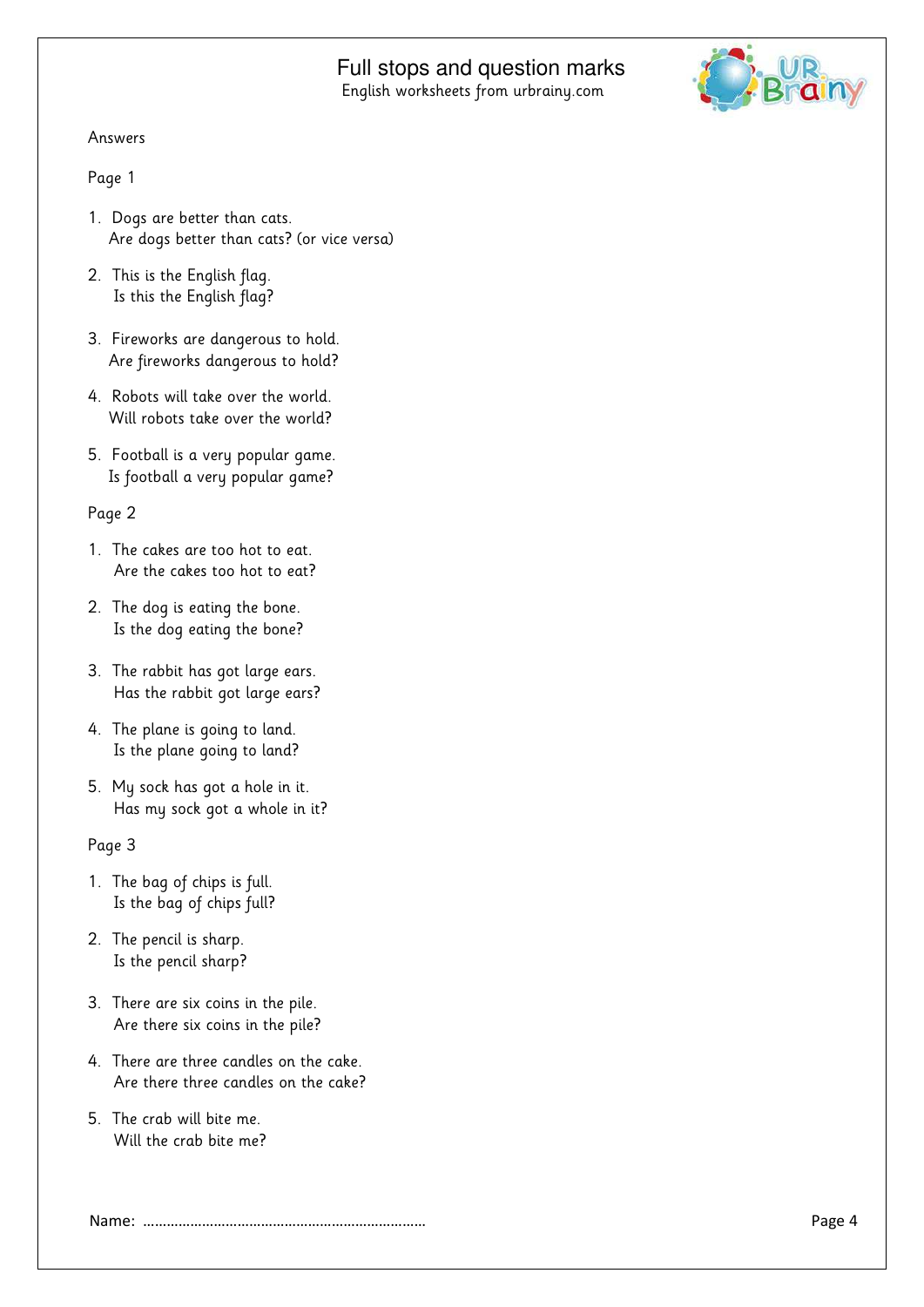# Full stops and question marks

English worksheets from urbrainy.com

Answers

Page 1

1. Dogs are better than cats.
   Are dogs better than cats? (or vice versa)

2. This is the English flag.
   Is this the English flag?

3. Fireworks are dangerous to hold.
   Are fireworks dangerous to hold?

4. Robots will take over the world.
   Will robots take over the world?

5. Football is a very popular game.
   Is football a very popular game?

Page 2

1. The cakes are too hot to eat.
   Are the cakes too hot to eat?

2. The dog is eating the bone.
   Is the dog eating the bone?

3. The rabbit has got large ears.
   Has the rabbit got large ears?

4. The plane is going to land.
   Is the plane going to land?

5. My sock has got a hole in it.
   Has my sock got a whole in it?

Page 3

1. The bag of chips is full.
   Is the bag of chips full?

2. The pencil is sharp.
   Is the pencil sharp?

3. There are six coins in the pile.
   Are there six coins in the pile?

4. There are three candles on the cake.
   Are there three candles on the cake?

5. The crab will bite me.
   Will the crab bite me?

Name: ........................................................................